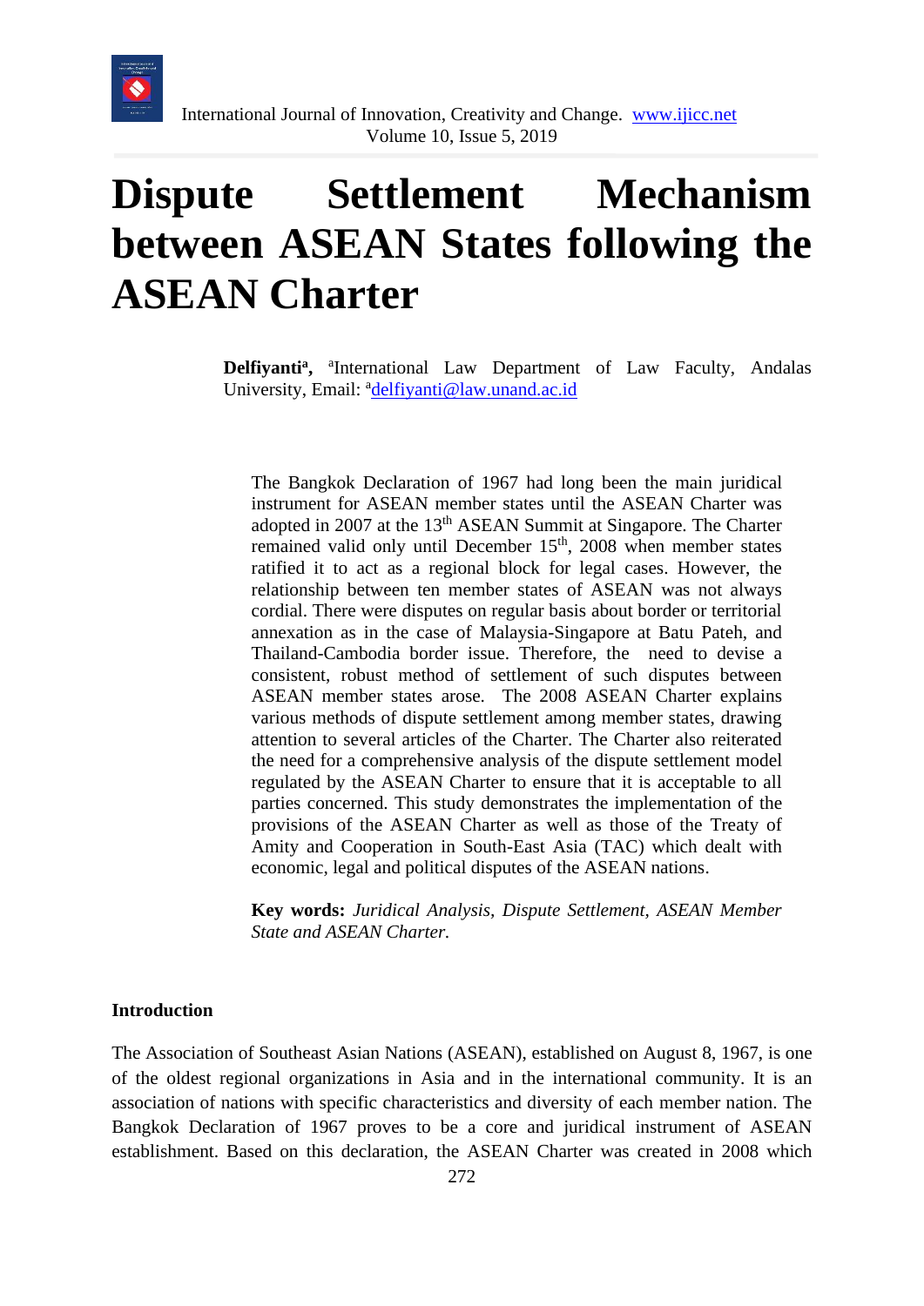# Dispute Settlement Mechanism between ASEAN States following the ASEAN Charter

**Delfiyanti[a],** [a]International Law Department of Law Faculty, Andalas University, Email: [a]delfiyanti@law.unand.ac.id

The Bangkok Declaration of 1967 had long been the main juridical instrument for ASEAN member states until the ASEAN Charter was adopted in 2007 at the 13th ASEAN Summit at Singapore. The Charter remained valid only until December 15th, 2008 when member states ratified it to act as a regional block for legal cases. However, the relationship between ten member states of ASEAN was not always cordial. There were disputes on regular basis about border or territorial annexation as in the case of Malaysia-Singapore at Batu Pateh, and Thailand-Cambodia border issue. Therefore, the need to devise a consistent, robust method of settlement of such disputes between ASEAN member states arose. The 2008 ASEAN Charter explains various methods of dispute settlement among member states, drawing attention to several articles of the Charter. The Charter also reiterated the need for a comprehensive analysis of the dispute settlement model regulated by the ASEAN Charter to ensure that it is acceptable to all parties concerned. This study demonstrates the implementation of the provisions of the ASEAN Charter as well as those of the Treaty of Amity and Cooperation in South-East Asia (TAC) which dealt with economic, legal and political disputes of the ASEAN nations.

**Key words:** *Juridical Analysis, Dispute Settlement, ASEAN Member State and ASEAN Charter.*

## Introduction

The Association of Southeast Asian Nations (ASEAN), established on August 8, 1967, is one of the oldest regional organizations in Asia and in the international community. It is an association of nations with specific characteristics and diversity of each member nation. The Bangkok Declaration of 1967 proves to be a core and juridical instrument of ASEAN establishment. Based on this declaration, the ASEAN Charter was created in 2008 which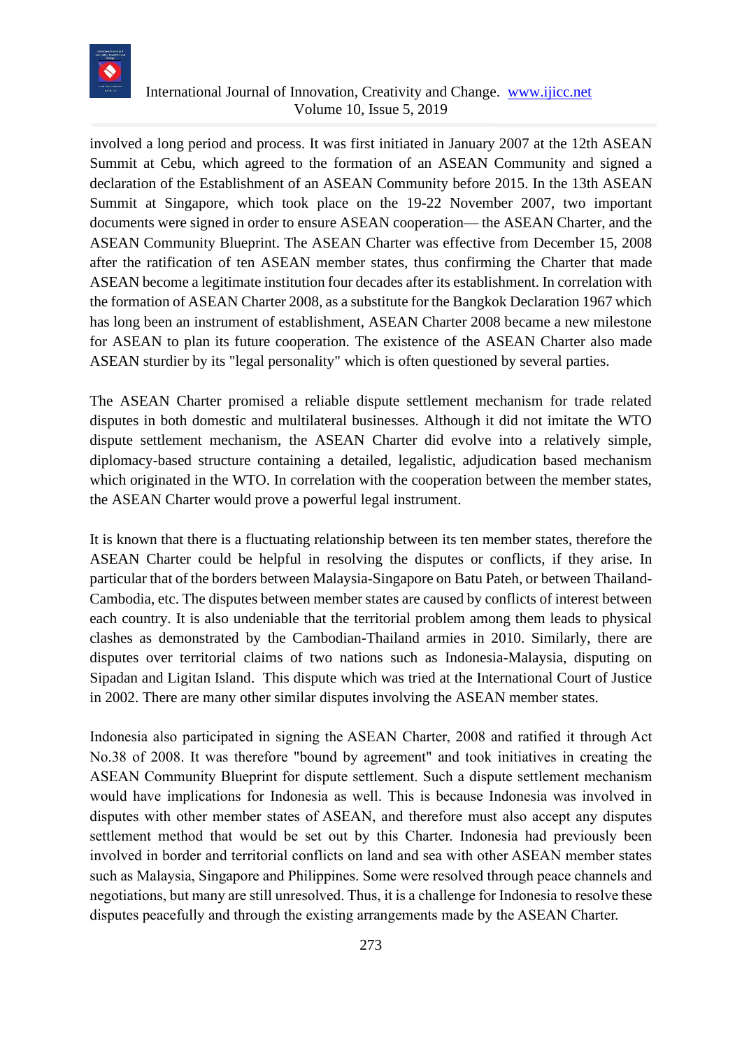involved a long period and process. It was first initiated in January 2007 at the 12th ASEAN Summit at Cebu, which agreed to the formation of an ASEAN Community and signed a declaration of the Establishment of an ASEAN Community before 2015. In the 13th ASEAN Summit at Singapore, which took place on the 19-22 November 2007, two important documents were signed in order to ensure ASEAN cooperation— the ASEAN Charter, and the ASEAN Community Blueprint. The ASEAN Charter was effective from December 15, 2008 after the ratification of ten ASEAN member states, thus confirming the Charter that made ASEAN become a legitimate institution four decades after its establishment. In correlation with the formation of ASEAN Charter 2008, as a substitute for the Bangkok Declaration 1967 which has long been an instrument of establishment, ASEAN Charter 2008 became a new milestone for ASEAN to plan its future cooperation. The existence of the ASEAN Charter also made ASEAN sturdier by its "legal personality" which is often questioned by several parties.

The ASEAN Charter promised a reliable dispute settlement mechanism for trade related disputes in both domestic and multilateral businesses. Although it did not imitate the WTO dispute settlement mechanism, the ASEAN Charter did evolve into a relatively simple, diplomacy-based structure containing a detailed, legalistic, adjudication based mechanism which originated in the WTO. In correlation with the cooperation between the member states, the ASEAN Charter would prove a powerful legal instrument.

It is known that there is a fluctuating relationship between its ten member states, therefore the ASEAN Charter could be helpful in resolving the disputes or conflicts, if they arise. In particular that of the borders between Malaysia-Singapore on Batu Pateh, or between Thailand-Cambodia, etc. The disputes between member states are caused by conflicts of interest between each country. It is also undeniable that the territorial problem among them leads to physical clashes as demonstrated by the Cambodian-Thailand armies in 2010. Similarly, there are disputes over territorial claims of two nations such as Indonesia-Malaysia, disputing on Sipadan and Ligitan Island. This dispute which was tried at the International Court of Justice in 2002. There are many other similar disputes involving the ASEAN member states.

Indonesia also participated in signing the ASEAN Charter, 2008 and ratified it through Act No.38 of 2008. It was therefore "bound by agreement" and took initiatives in creating the ASEAN Community Blueprint for dispute settlement. Such a dispute settlement mechanism would have implications for Indonesia as well. This is because Indonesia was involved in disputes with other member states of ASEAN, and therefore must also accept any disputes settlement method that would be set out by this Charter. Indonesia had previously been involved in border and territorial conflicts on land and sea with other ASEAN member states such as Malaysia, Singapore and Philippines. Some were resolved through peace channels and negotiations, but many are still unresolved. Thus, it is a challenge for Indonesia to resolve these disputes peacefully and through the existing arrangements made by the ASEAN Charter.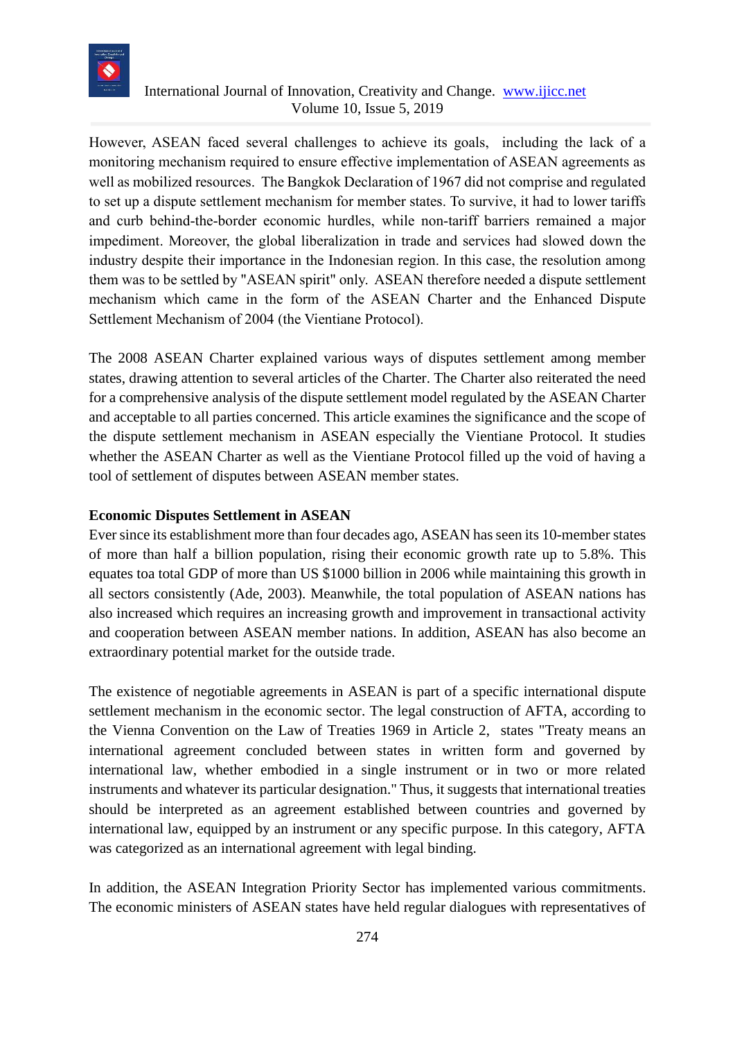However, ASEAN faced several challenges to achieve its goals, including the lack of a monitoring mechanism required to ensure effective implementation of ASEAN agreements as well as mobilized resources. The Bangkok Declaration of 1967 did not comprise and regulated to set up a dispute settlement mechanism for member states. To survive, it had to lower tariffs and curb behind-the-border economic hurdles, while non-tariff barriers remained a major impediment. Moreover, the global liberalization in trade and services had slowed down the industry despite their importance in the Indonesian region. In this case, the resolution among them was to be settled by "ASEAN spirit" only. ASEAN therefore needed a dispute settlement mechanism which came in the form of the ASEAN Charter and the Enhanced Dispute Settlement Mechanism of 2004 (the Vientiane Protocol).

The 2008 ASEAN Charter explained various ways of disputes settlement among member states, drawing attention to several articles of the Charter. The Charter also reiterated the need for a comprehensive analysis of the dispute settlement model regulated by the ASEAN Charter and acceptable to all parties concerned. This article examines the significance and the scope of the dispute settlement mechanism in ASEAN especially the Vientiane Protocol. It studies whether the ASEAN Charter as well as the Vientiane Protocol filled up the void of having a tool of settlement of disputes between ASEAN member states.

**Economic Disputes Settlement in ASEAN**

Ever since its establishment more than four decades ago, ASEAN has seen its 10-member states of more than half a billion population, rising their economic growth rate up to 5.8%. This equates toa total GDP of more than US $1000 billion in 2006 while maintaining this growth in all sectors consistently (Ade, 2003). Meanwhile, the total population of ASEAN nations has also increased which requires an increasing growth and improvement in transactional activity and cooperation between ASEAN member nations. In addition, ASEAN has also become an extraordinary potential market for the outside trade.

The existence of negotiable agreements in ASEAN is part of a specific international dispute settlement mechanism in the economic sector. The legal construction of AFTA, according to the Vienna Convention on the Law of Treaties 1969 in Article 2, states "Treaty means an international agreement concluded between states in written form and governed by international law, whether embodied in a single instrument or in two or more related instruments and whatever its particular designation." Thus, it suggests that international treaties should be interpreted as an agreement established between countries and governed by international law, equipped by an instrument or any specific purpose. In this category, AFTA was categorized as an international agreement with legal binding.

In addition, the ASEAN Integration Priority Sector has implemented various commitments. The economic ministers of ASEAN states have held regular dialogues with representatives of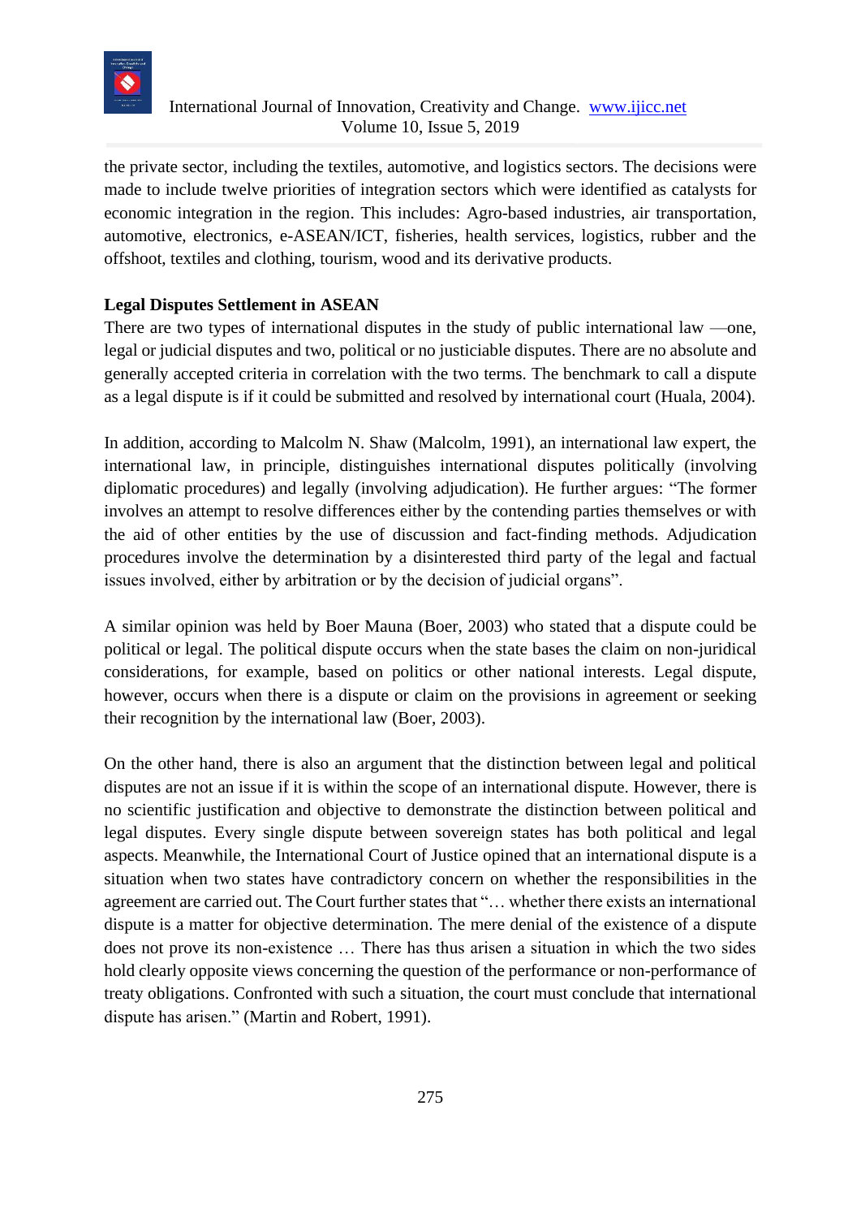the private sector, including the textiles, automotive, and logistics sectors. The decisions were made to include twelve priorities of integration sectors which were identified as catalysts for economic integration in the region. This includes: Agro-based industries, air transportation, automotive, electronics, e-ASEAN/ICT, fisheries, health services, logistics, rubber and the offshoot, textiles and clothing, tourism, wood and its derivative products.

**Legal Disputes Settlement in ASEAN**

There are two types of international disputes in the study of public international law —one, legal or judicial disputes and two, political or no justiciable disputes. There are no absolute and generally accepted criteria in correlation with the two terms. The benchmark to call a dispute as a legal dispute is if it could be submitted and resolved by international court (Huala, 2004).

In addition, according to Malcolm N. Shaw (Malcolm, 1991), an international law expert, the international law, in principle, distinguishes international disputes politically (involving diplomatic procedures) and legally (involving adjudication). He further argues: "The former involves an attempt to resolve differences either by the contending parties themselves or with the aid of other entities by the use of discussion and fact-finding methods. Adjudication procedures involve the determination by a disinterested third party of the legal and factual issues involved, either by arbitration or by the decision of judicial organs".

A similar opinion was held by Boer Mauna (Boer, 2003) who stated that a dispute could be political or legal. The political dispute occurs when the state bases the claim on non-juridical considerations, for example, based on politics or other national interests. Legal dispute, however, occurs when there is a dispute or claim on the provisions in agreement or seeking their recognition by the international law (Boer, 2003).

On the other hand, there is also an argument that the distinction between legal and political disputes are not an issue if it is within the scope of an international dispute. However, there is no scientific justification and objective to demonstrate the distinction between political and legal disputes. Every single dispute between sovereign states has both political and legal aspects. Meanwhile, the International Court of Justice opined that an international dispute is a situation when two states have contradictory concern on whether the responsibilities in the agreement are carried out. The Court further states that "… whether there exists an international dispute is a matter for objective determination. The mere denial of the existence of a dispute does not prove its non-existence … There has thus arisen a situation in which the two sides hold clearly opposite views concerning the question of the performance or non-performance of treaty obligations. Confronted with such a situation, the court must conclude that international dispute has arisen." (Martin and Robert, 1991).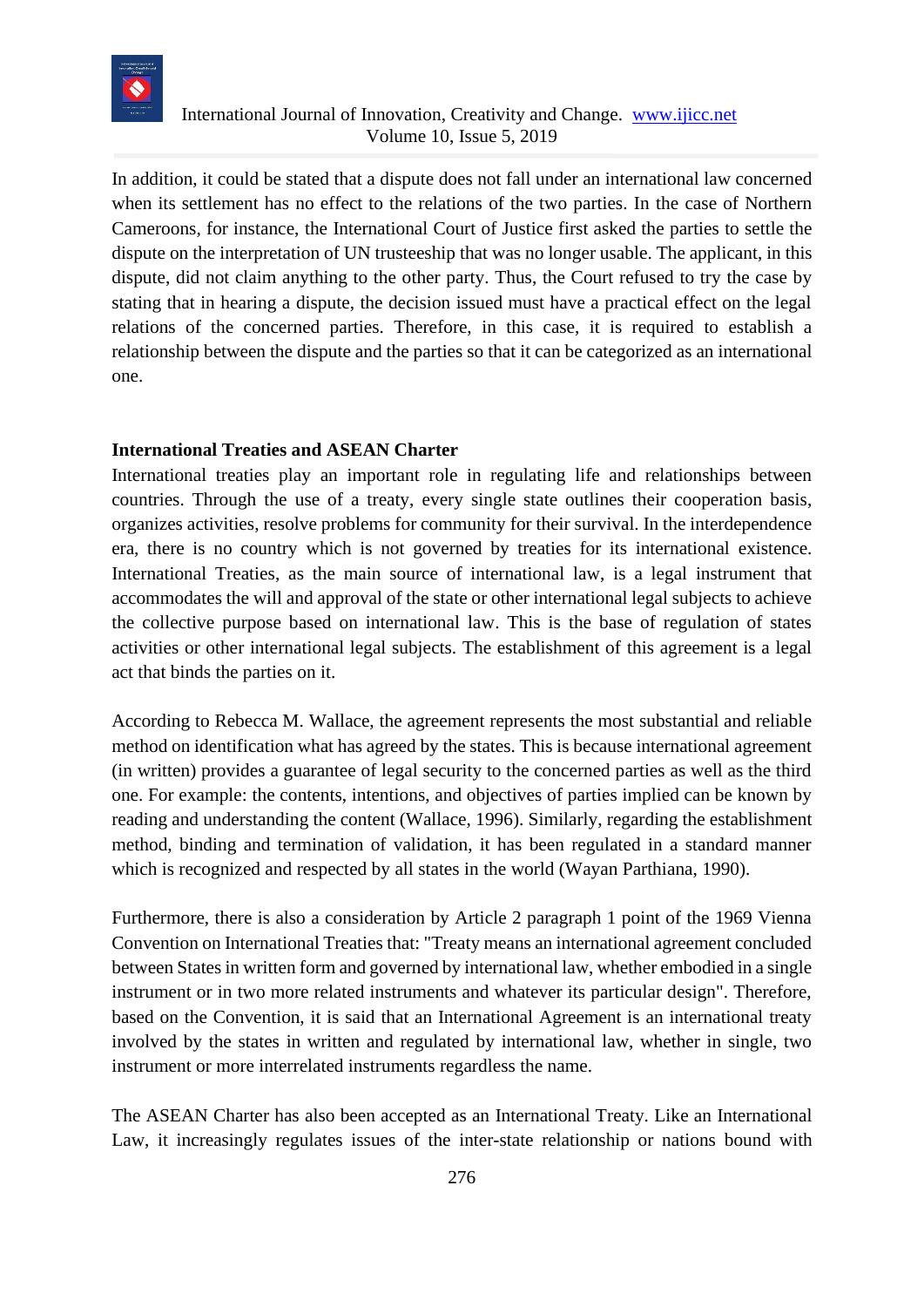In addition, it could be stated that a dispute does not fall under an international law concerned when its settlement has no effect to the relations of the two parties. In the case of Northern Cameroons, for instance, the International Court of Justice first asked the parties to settle the dispute on the interpretation of UN trusteeship that was no longer usable. The applicant, in this dispute, did not claim anything to the other party. Thus, the Court refused to try the case by stating that in hearing a dispute, the decision issued must have a practical effect on the legal relations of the concerned parties. Therefore, in this case, it is required to establish a relationship between the dispute and the parties so that it can be categorized as an international one.

## International Treaties and ASEAN Charter

International treaties play an important role in regulating life and relationships between countries. Through the use of a treaty, every single state outlines their cooperation basis, organizes activities, resolve problems for community for their survival. In the interdependence era, there is no country which is not governed by treaties for its international existence. International Treaties, as the main source of international law, is a legal instrument that accommodates the will and approval of the state or other international legal subjects to achieve the collective purpose based on international law. This is the base of regulation of states activities or other international legal subjects. The establishment of this agreement is a legal act that binds the parties on it.

According to Rebecca M. Wallace, the agreement represents the most substantial and reliable method on identification what has agreed by the states. This is because international agreement (in written) provides a guarantee of legal security to the concerned parties as well as the third one. For example: the contents, intentions, and objectives of parties implied can be known by reading and understanding the content (Wallace, 1996). Similarly, regarding the establishment method, binding and termination of validation, it has been regulated in a standard manner which is recognized and respected by all states in the world (Wayan Parthiana, 1990).

Furthermore, there is also a consideration by Article 2 paragraph 1 point of the 1969 Vienna Convention on International Treaties that: "Treaty means an international agreement concluded between States in written form and governed by international law, whether embodied in a single instrument or in two more related instruments and whatever its particular design". Therefore, based on the Convention, it is said that an International Agreement is an international treaty involved by the states in written and regulated by international law, whether in single, two instrument or more interrelated instruments regardless the name.

The ASEAN Charter has also been accepted as an International Treaty. Like an International Law, it increasingly regulates issues of the inter-state relationship or nations bound with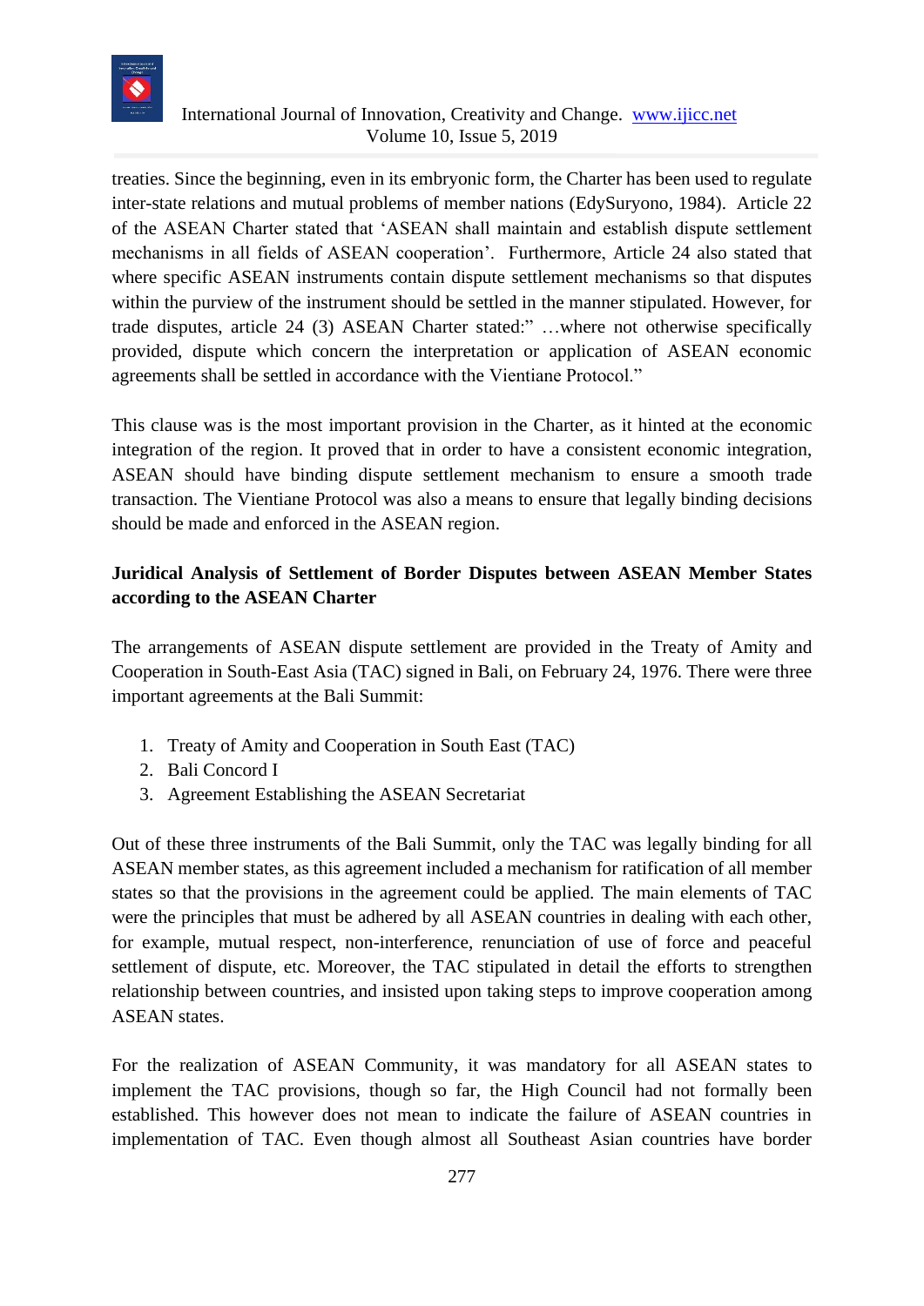treaties. Since the beginning, even in its embryonic form, the Charter has been used to regulate inter-state relations and mutual problems of member nations (EdySuryono, 1984). Article 22 of the ASEAN Charter stated that 'ASEAN shall maintain and establish dispute settlement mechanisms in all fields of ASEAN cooperation'. Furthermore, Article 24 also stated that where specific ASEAN instruments contain dispute settlement mechanisms so that disputes within the purview of the instrument should be settled in the manner stipulated. However, for trade disputes, article 24 (3) ASEAN Charter stated:" …where not otherwise specifically provided, dispute which concern the interpretation or application of ASEAN economic agreements shall be settled in accordance with the Vientiane Protocol."

This clause was is the most important provision in the Charter, as it hinted at the economic integration of the region. It proved that in order to have a consistent economic integration, ASEAN should have binding dispute settlement mechanism to ensure a smooth trade transaction. The Vientiane Protocol was also a means to ensure that legally binding decisions should be made and enforced in the ASEAN region.

**Juridical Analysis of Settlement of Border Disputes between ASEAN Member States according to the ASEAN Charter**

The arrangements of ASEAN dispute settlement are provided in the Treaty of Amity and Cooperation in South-East Asia (TAC) signed in Bali, on February 24, 1976. There were three important agreements at the Bali Summit:

1. Treaty of Amity and Cooperation in South East (TAC)
2. Bali Concord I
3. Agreement Establishing the ASEAN Secretariat

Out of these three instruments of the Bali Summit, only the TAC was legally binding for all ASEAN member states, as this agreement included a mechanism for ratification of all member states so that the provisions in the agreement could be applied. The main elements of TAC were the principles that must be adhered by all ASEAN countries in dealing with each other, for example, mutual respect, non-interference, renunciation of use of force and peaceful settlement of dispute, etc. Moreover, the TAC stipulated in detail the efforts to strengthen relationship between countries, and insisted upon taking steps to improve cooperation among ASEAN states.

For the realization of ASEAN Community, it was mandatory for all ASEAN states to implement the TAC provisions, though so far, the High Council had not formally been established. This however does not mean to indicate the failure of ASEAN countries in implementation of TAC. Even though almost all Southeast Asian countries have border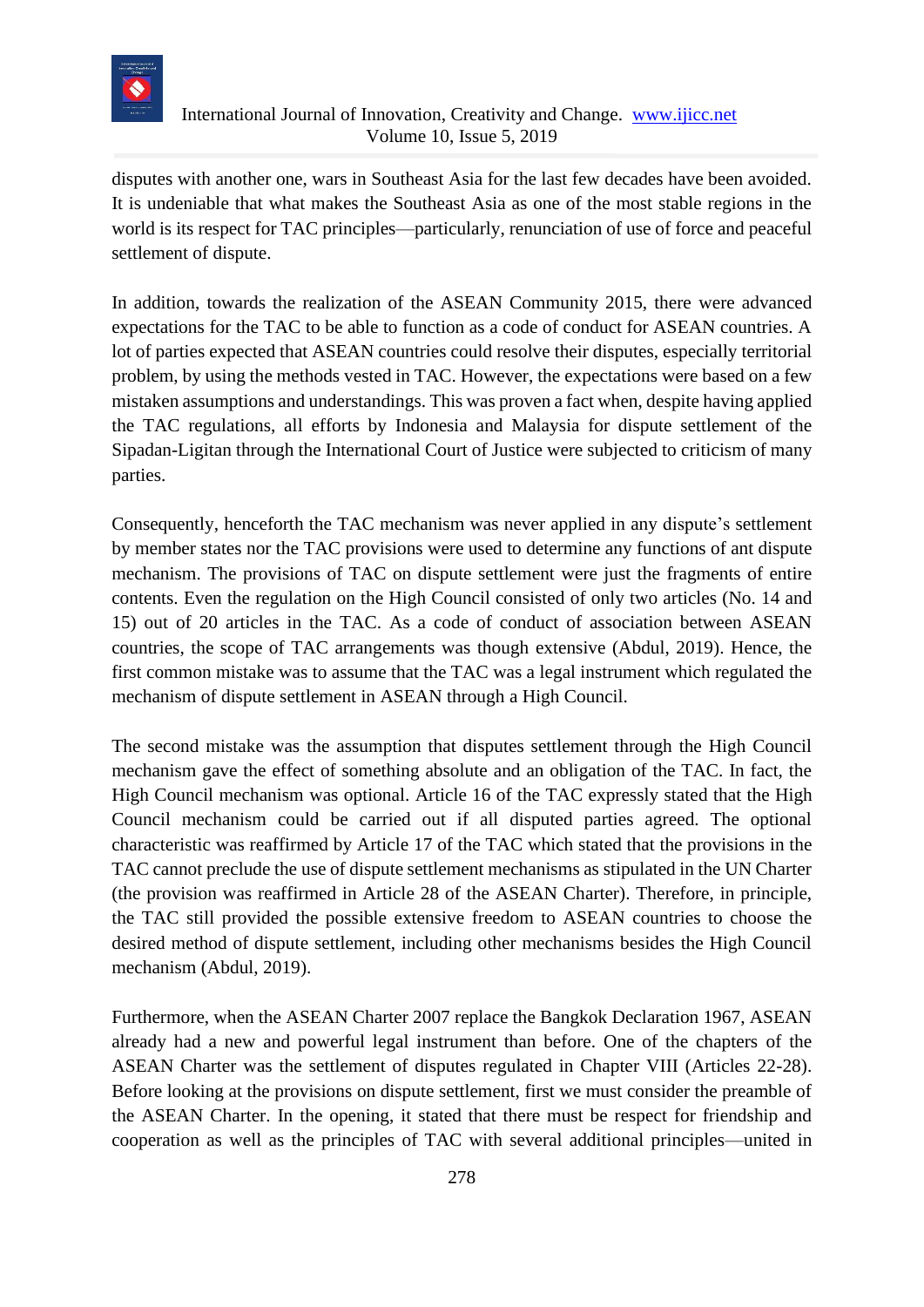disputes with another one, wars in Southeast Asia for the last few decades have been avoided. It is undeniable that what makes the Southeast Asia as one of the most stable regions in the world is its respect for TAC principles—particularly, renunciation of use of force and peaceful settlement of dispute.

In addition, towards the realization of the ASEAN Community 2015, there were advanced expectations for the TAC to be able to function as a code of conduct for ASEAN countries. A lot of parties expected that ASEAN countries could resolve their disputes, especially territorial problem, by using the methods vested in TAC. However, the expectations were based on a few mistaken assumptions and understandings. This was proven a fact when, despite having applied the TAC regulations, all efforts by Indonesia and Malaysia for dispute settlement of the Sipadan-Ligitan through the International Court of Justice were subjected to criticism of many parties.

Consequently, henceforth the TAC mechanism was never applied in any dispute's settlement by member states nor the TAC provisions were used to determine any functions of ant dispute mechanism. The provisions of TAC on dispute settlement were just the fragments of entire contents. Even the regulation on the High Council consisted of only two articles (No. 14 and 15) out of 20 articles in the TAC. As a code of conduct of association between ASEAN countries, the scope of TAC arrangements was though extensive (Abdul, 2019). Hence, the first common mistake was to assume that the TAC was a legal instrument which regulated the mechanism of dispute settlement in ASEAN through a High Council.

The second mistake was the assumption that disputes settlement through the High Council mechanism gave the effect of something absolute and an obligation of the TAC. In fact, the High Council mechanism was optional. Article 16 of the TAC expressly stated that the High Council mechanism could be carried out if all disputed parties agreed. The optional characteristic was reaffirmed by Article 17 of the TAC which stated that the provisions in the TAC cannot preclude the use of dispute settlement mechanisms as stipulated in the UN Charter (the provision was reaffirmed in Article 28 of the ASEAN Charter). Therefore, in principle, the TAC still provided the possible extensive freedom to ASEAN countries to choose the desired method of dispute settlement, including other mechanisms besides the High Council mechanism (Abdul, 2019).

Furthermore, when the ASEAN Charter 2007 replace the Bangkok Declaration 1967, ASEAN already had a new and powerful legal instrument than before. One of the chapters of the ASEAN Charter was the settlement of disputes regulated in Chapter VIII (Articles 22-28). Before looking at the provisions on dispute settlement, first we must consider the preamble of the ASEAN Charter. In the opening, it stated that there must be respect for friendship and cooperation as well as the principles of TAC with several additional principles—united in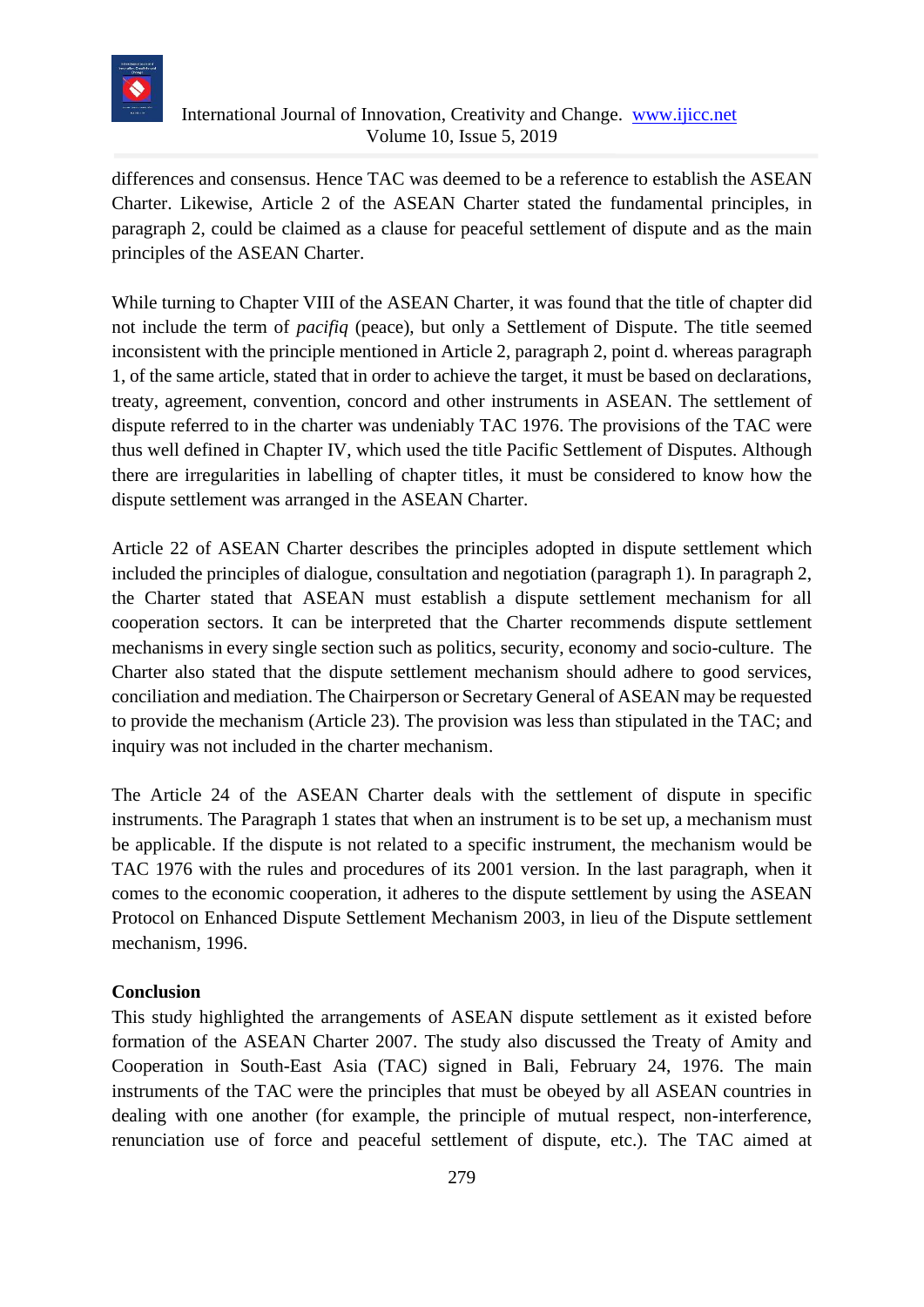differences and consensus. Hence TAC was deemed to be a reference to establish the ASEAN Charter. Likewise, Article 2 of the ASEAN Charter stated the fundamental principles, in paragraph 2, could be claimed as a clause for peaceful settlement of dispute and as the main principles of the ASEAN Charter.

While turning to Chapter VIII of the ASEAN Charter, it was found that the title of chapter did not include the term of *pacifiq* (peace), but only a Settlement of Dispute. The title seemed inconsistent with the principle mentioned in Article 2, paragraph 2, point d. whereas paragraph 1, of the same article, stated that in order to achieve the target, it must be based on declarations, treaty, agreement, convention, concord and other instruments in ASEAN. The settlement of dispute referred to in the charter was undeniably TAC 1976. The provisions of the TAC were thus well defined in Chapter IV, which used the title Pacific Settlement of Disputes. Although there are irregularities in labelling of chapter titles, it must be considered to know how the dispute settlement was arranged in the ASEAN Charter.

Article 22 of ASEAN Charter describes the principles adopted in dispute settlement which included the principles of dialogue, consultation and negotiation (paragraph 1). In paragraph 2, the Charter stated that ASEAN must establish a dispute settlement mechanism for all cooperation sectors. It can be interpreted that the Charter recommends dispute settlement mechanisms in every single section such as politics, security, economy and socio-culture. The Charter also stated that the dispute settlement mechanism should adhere to good services, conciliation and mediation. The Chairperson or Secretary General of ASEAN may be requested to provide the mechanism (Article 23). The provision was less than stipulated in the TAC; and inquiry was not included in the charter mechanism.

The Article 24 of the ASEAN Charter deals with the settlement of dispute in specific instruments. The Paragraph 1 states that when an instrument is to be set up, a mechanism must be applicable. If the dispute is not related to a specific instrument, the mechanism would be TAC 1976 with the rules and procedures of its 2001 version. In the last paragraph, when it comes to the economic cooperation, it adheres to the dispute settlement by using the ASEAN Protocol on Enhanced Dispute Settlement Mechanism 2003, in lieu of the Dispute settlement mechanism, 1996.

## Conclusion

This study highlighted the arrangements of ASEAN dispute settlement as it existed before formation of the ASEAN Charter 2007. The study also discussed the Treaty of Amity and Cooperation in South-East Asia (TAC) signed in Bali, February 24, 1976. The main instruments of the TAC were the principles that must be obeyed by all ASEAN countries in dealing with one another (for example, the principle of mutual respect, non-interference, renunciation use of force and peaceful settlement of dispute, etc.). The TAC aimed at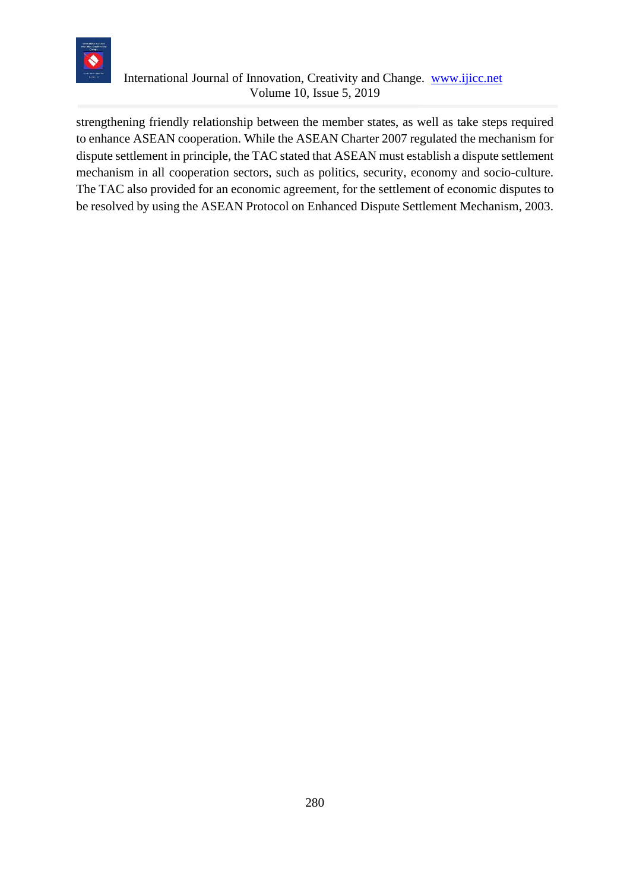strengthening friendly relationship between the member states, as well as take steps required to enhance ASEAN cooperation. While the ASEAN Charter 2007 regulated the mechanism for dispute settlement in principle, the TAC stated that ASEAN must establish a dispute settlement mechanism in all cooperation sectors, such as politics, security, economy and socio-culture. The TAC also provided for an economic agreement, for the settlement of economic disputes to be resolved by using the ASEAN Protocol on Enhanced Dispute Settlement Mechanism, 2003.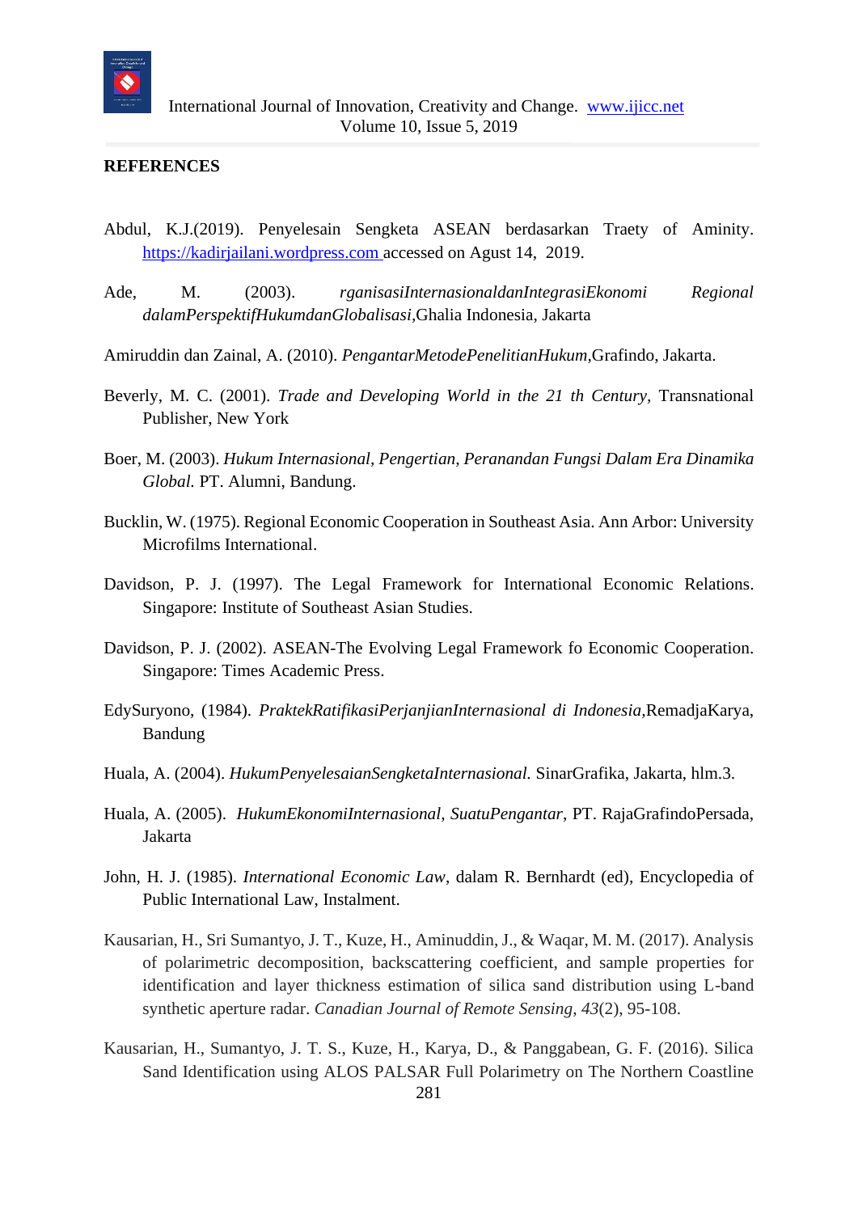## REFERENCES

Abdul, K.J.(2019). Penyelesain Sengketa ASEAN berdasarkan Traety of Aminity. https://kadirjailani.wordpress.com accessed on Agust 14, 2019.

Ade, M. (2003). *rganisasiInternasionaldanIntegrasiEkonomi Regional dalamPerspektifHukumdanGlobalisasi*,Ghalia Indonesia, Jakarta

Amiruddin dan Zainal, A. (2010). *PengantarMetodePenelitianHukum*,Grafindo, Jakarta.

Beverly, M. C. (2001). *Trade and Developing World in the 21 th Century*, Transnational Publisher, New York

Boer, M. (2003). *Hukum Internasional, Pengertian, Peranandan Fungsi Dalam Era Dinamika Global.* PT. Alumni, Bandung.

Bucklin, W. (1975). Regional Economic Cooperation in Southeast Asia. Ann Arbor: University Microfilms International.

Davidson, P. J. (1997). The Legal Framework for International Economic Relations. Singapore: Institute of Southeast Asian Studies.

Davidson, P. J. (2002). ASEAN-The Evolving Legal Framework fo Economic Cooperation. Singapore: Times Academic Press.

EdySuryono, (1984). *PraktekRatifikasiPerjanjianInternasional di Indonesia*,RemadjaKarya, Bandung

Huala, A. (2004). *HukumPenyelesaianSengketaInternasional.* SinarGrafika, Jakarta, hlm.3.

Huala, A. (2005). *HukumEkonomiInternasional, SuatuPengantar*, PT. RajaGrafindoPersada, Jakarta

John, H. J. (1985). *International Economic Law*, dalam R. Bernhardt (ed), Encyclopedia of Public International Law, Instalment.

Kausarian, H., Sri Sumantyo, J. T., Kuze, H., Aminuddin, J., & Waqar, M. M. (2017). Analysis of polarimetric decomposition, backscattering coefficient, and sample properties for identification and layer thickness estimation of silica sand distribution using L-band synthetic aperture radar. *Canadian Journal of Remote Sensing*, *43*(2), 95-108.

Kausarian, H., Sumantyo, J. T. S., Kuze, H., Karya, D., & Panggabean, G. F. (2016). Silica Sand Identification using ALOS PALSAR Full Polarimetry on The Northern Coastline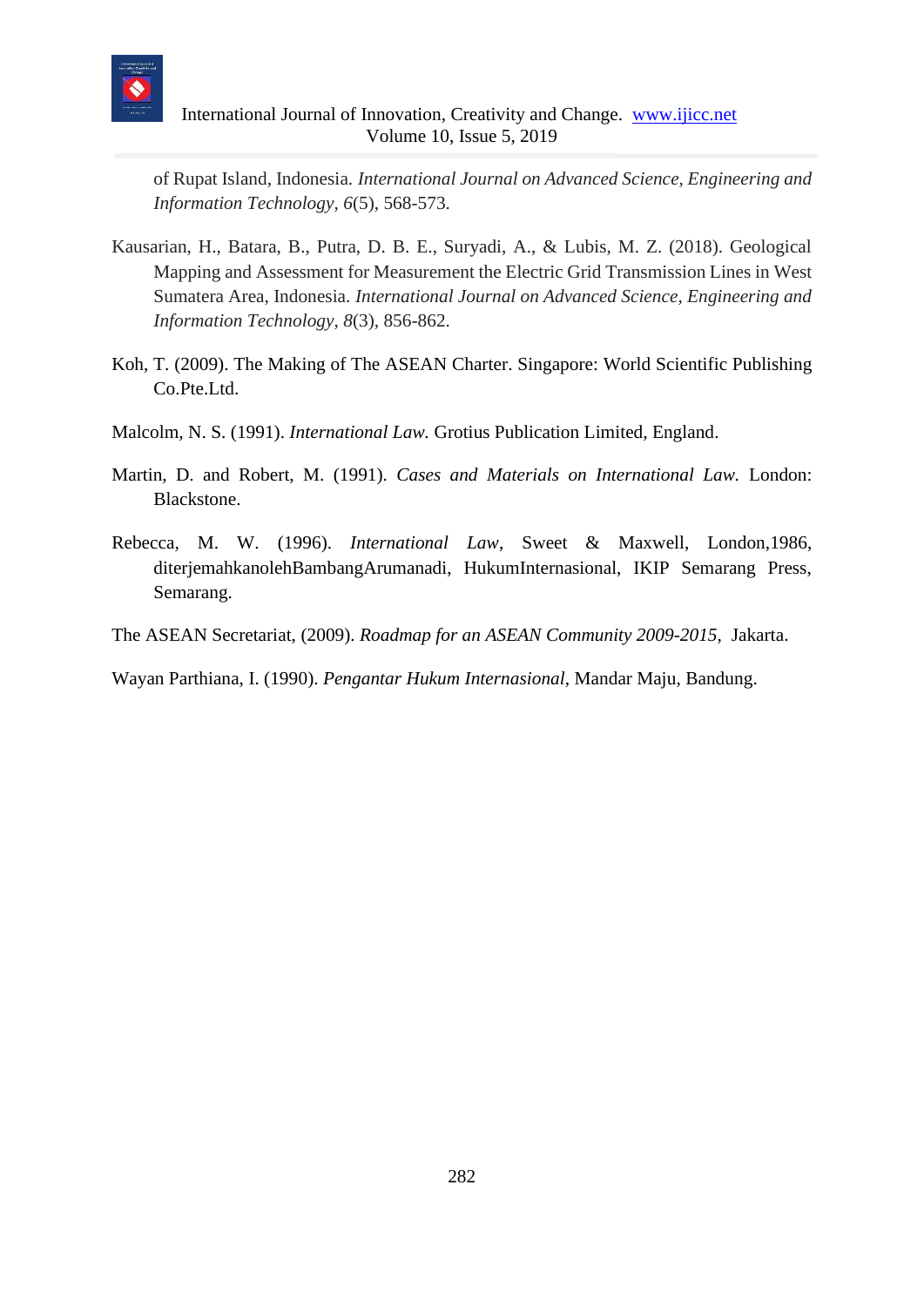of Rupat Island, Indonesia. *International Journal on Advanced Science, Engineering and Information Technology*, *6*(5), 568-573.

Kausarian, H., Batara, B., Putra, D. B. E., Suryadi, A., & Lubis, M. Z. (2018). Geological Mapping and Assessment for Measurement the Electric Grid Transmission Lines in West Sumatera Area, Indonesia. *International Journal on Advanced Science, Engineering and Information Technology*, *8*(3), 856-862.

Koh, T. (2009). The Making of The ASEAN Charter. Singapore: World Scientific Publishing Co.Pte.Ltd.

Malcolm, N. S. (1991). *International Law.* Grotius Publication Limited, England.

Martin, D. and Robert, M. (1991). *Cases and Materials on International Law.* London: Blackstone.

Rebecca, M. W. (1996). *International Law*, Sweet & Maxwell, London,1986, diterjemahkanolehBambangArumanadi, HukumInternasional, IKIP Semarang Press, Semarang.

The ASEAN Secretariat, (2009). *Roadmap for an ASEAN Community 2009-2015*, Jakarta.

Wayan Parthiana, I. (1990). *Pengantar Hukum Internasional*, Mandar Maju, Bandung.